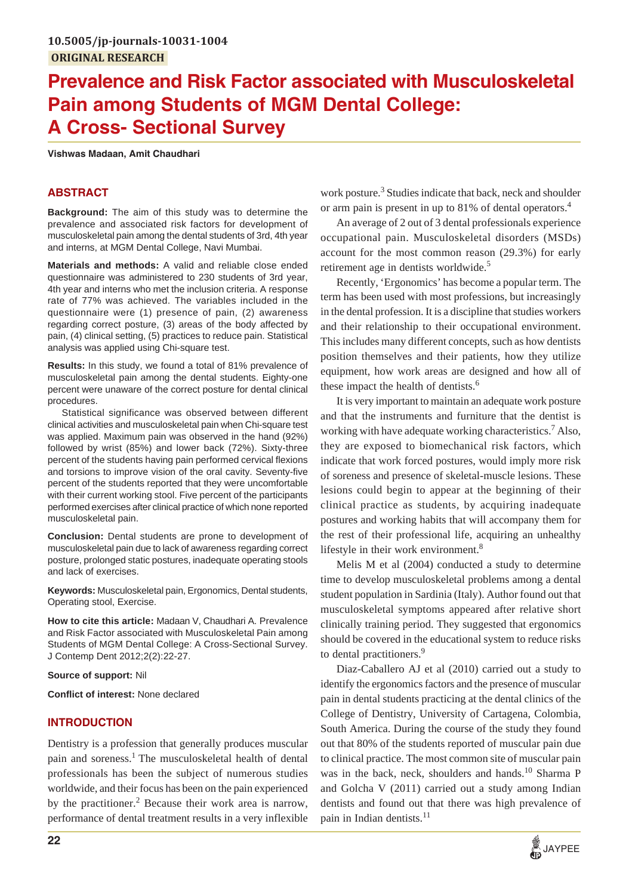10.5005/jp-journals-10031-1004

**ORIGINAL RESEARCH**

# Prevalence and Risk Factor associated with Musculoskeletal Pain among Students of MGM Dental College: A Cross- Sectional Survey

**Vishwas Madaan, Amit Chaudhari**

## ABSTRACT

**Background:** The aim of this study was to determine the prevalence and associated risk factors for development of musculoskeletal pain among the dental students of 3rd, 4th year and interns, at MGM Dental College, Navi Mumbai.

**Materials and methods:** A valid and reliable close ended questionnaire was administered to 230 students of 3rd year, 4th year and interns who met the inclusion criteria. A response rate of 77% was achieved. The variables included in the questionnaire were (1) presence of pain, (2) awareness regarding correct posture, (3) areas of the body affected by pain, (4) clinical setting, (5) practices to reduce pain. Statistical analysis was applied using Chi-square test.

**Results:** In this study, we found a total of 81% prevalence of musculoskeletal pain among the dental students. Eighty-one percent were unaware of the correct posture for dental clinical procedures.

Statistical significance was observed between different clinical activities and musculoskeletal pain when Chi-square test was applied. Maximum pain was observed in the hand (92%) followed by wrist (85%) and lower back (72%). Sixty-three percent of the students having pain performed cervical flexions and torsions to improve vision of the oral cavity. Seventy-five percent of the students reported that they were uncomfortable with their current working stool. Five percent of the participants performed exercises after clinical practice of which none reported musculoskeletal pain.

**Conclusion:** Dental students are prone to development of musculoskeletal pain due to lack of awareness regarding correct posture, prolonged static postures, inadequate operating stools and lack of exercises.

**Keywords:** Musculoskeletal pain, Ergonomics, Dental students, Operating stool, Exercise.

**How to cite this article:** Madaan V, Chaudhari A. Prevalence and Risk Factor associated with Musculoskeletal Pain among Students of MGM Dental College: A Cross-Sectional Survey. J Contemp Dent 2012;2(2):22-27.

**Source of support:** Nil

**Conflict of interest:** None declared

## INTRODUCTION

Dentistry is a profession that generally produces muscular pain and soreness.[1] The musculoskeletal health of dental professionals has been the subject of numerous studies worldwide, and their focus has been on the pain experienced by the practitioner.[2] Because their work area is narrow, performance of dental treatment results in a very inflexible work posture.[3] Studies indicate that back, neck and shoulder or arm pain is present in up to 81% of dental operators.[4]

An average of 2 out of 3 dental professionals experience occupational pain. Musculoskeletal disorders (MSDs) account for the most common reason (29.3%) for early retirement age in dentists worldwide.[5]

Recently, 'Ergonomics' has become a popular term. The term has been used with most professions, but increasingly in the dental profession. It is a discipline that studies workers and their relationship to their occupational environment. This includes many different concepts, such as how dentists position themselves and their patients, how they utilize equipment, how work areas are designed and how all of these impact the health of dentists.[6]

It is very important to maintain an adequate work posture and that the instruments and furniture that the dentist is working with have adequate working characteristics.[7] Also, they are exposed to biomechanical risk factors, which indicate that work forced postures, would imply more risk of soreness and presence of skeletal-muscle lesions. These lesions could begin to appear at the beginning of their clinical practice as students, by acquiring inadequate postures and working habits that will accompany them for the rest of their professional life, acquiring an unhealthy lifestyle in their work environment.[8]

Melis M et al (2004) conducted a study to determine time to develop musculoskeletal problems among a dental student population in Sardinia (Italy). Author found out that musculoskeletal symptoms appeared after relative short clinically training period. They suggested that ergonomics should be covered in the educational system to reduce risks to dental practitioners.[9]

Diaz-Caballero AJ et al (2010) carried out a study to identify the ergonomics factors and the presence of muscular pain in dental students practicing at the dental clinics of the College of Dentistry, University of Cartagena, Colombia, South America. During the course of the study they found out that 80% of the students reported of muscular pain due to clinical practice. The most common site of muscular pain was in the back, neck, shoulders and hands.[10] Sharma P and Golcha V (2011) carried out a study among Indian dentists and found out that there was high prevalence of pain in Indian dentists.[11]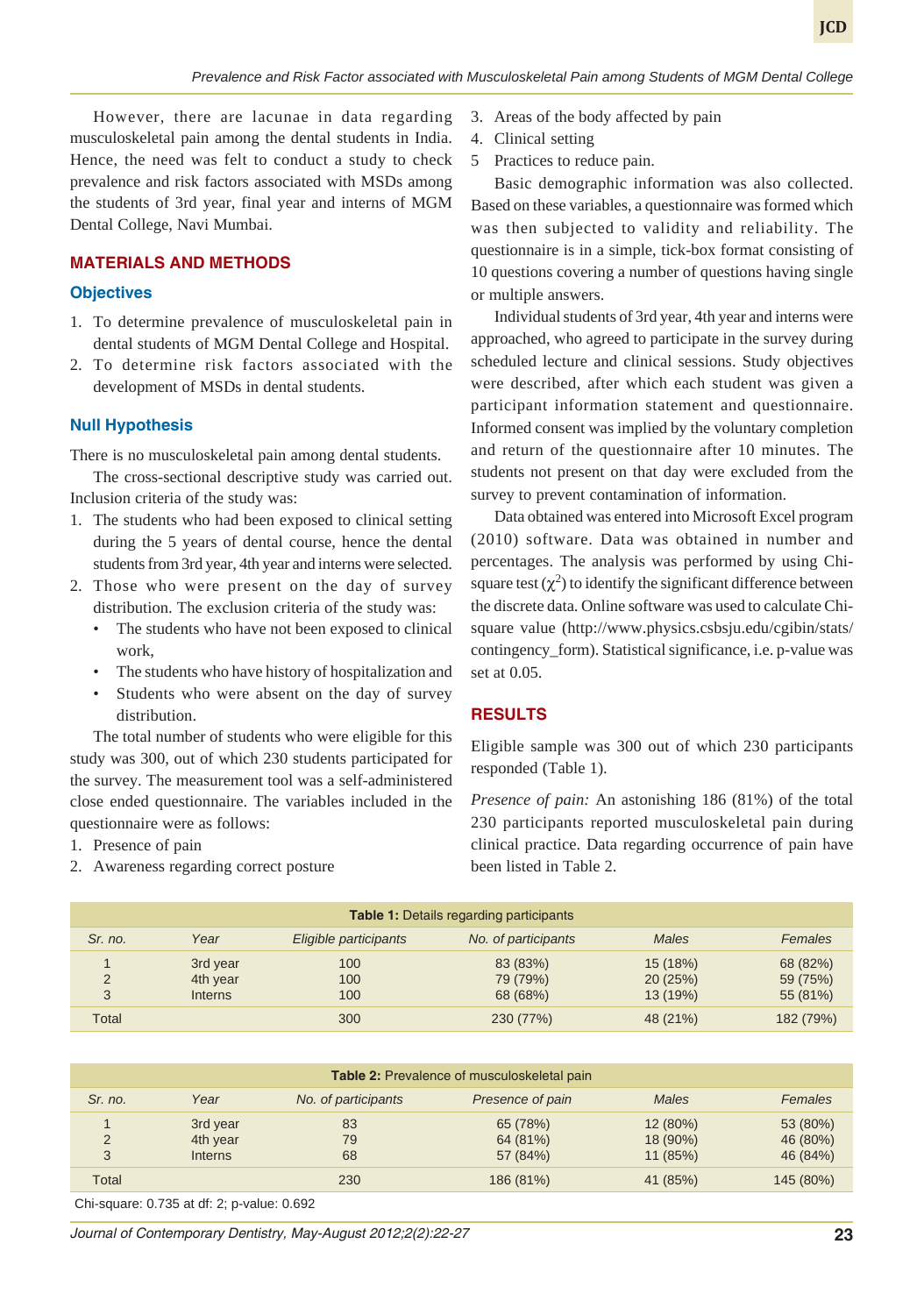However, there are lacunae in data regarding musculoskeletal pain among the dental students in India. Hence, the need was felt to conduct a study to check prevalence and risk factors associated with MSDs among the students of 3rd year, final year and interns of MGM Dental College, Navi Mumbai.

## MATERIALS AND METHODS

### Objectives

1. To determine prevalence of musculoskeletal pain in dental students of MGM Dental College and Hospital.
2. To determine risk factors associated with the development of MSDs in dental students.

### Null Hypothesis

There is no musculoskeletal pain among dental students.

The cross-sectional descriptive study was carried out. Inclusion criteria of the study was:

1. The students who had been exposed to clinical setting during the 5 years of dental course, hence the dental students from 3rd year, 4th year and interns were selected.
2. Those who were present on the day of survey distribution. The exclusion criteria of the study was:
   - The students who have not been exposed to clinical work,
   - The students who have history of hospitalization and
   - Students who were absent on the day of survey distribution.

The total number of students who were eligible for this study was 300, out of which 230 students participated for the survey. The measurement tool was a self-administered close ended questionnaire. The variables included in the questionnaire were as follows:

1. Presence of pain
2. Awareness regarding correct posture
3. Areas of the body affected by pain
4. Clinical setting
5. Practices to reduce pain.

Basic demographic information was also collected. Based on these variables, a questionnaire was formed which was then subjected to validity and reliability. The questionnaire is in a simple, tick-box format consisting of 10 questions covering a number of questions having single or multiple answers.

Individual students of 3rd year, 4th year and interns were approached, who agreed to participate in the survey during scheduled lecture and clinical sessions. Study objectives were described, after which each student was given a participant information statement and questionnaire. Informed consent was implied by the voluntary completion and return of the questionnaire after 10 minutes. The students not present on that day were excluded from the survey to prevent contamination of information.

Data obtained was entered into Microsoft Excel program (2010) software. Data was obtained in number and percentages. The analysis was performed by using Chi-square test ($\chi^2$) to identify the significant difference between the discrete data. Online software was used to calculate Chi-square value (http://www.physics.csbsju.edu/cgibin/stats/contingency_form). Statistical significance, i.e. p-value was set at 0.05.

## RESULTS

Eligible sample was 300 out of which 230 participants responded (Table 1).

*Presence of pain:* An astonishing 186 (81%) of the total 230 participants reported musculoskeletal pain during clinical practice. Data regarding occurrence of pain have been listed in Table 2.

**Table 1:** Details regarding participants

| *Sr. no.* | *Year* | *Eligible participants* | *No. of participants* | *Males* | *Females* |
|---|---|---|---|---|---|
| 1 | 3rd year | 100 | 83 (83%) | 15 (18%) | 68 (82%) |
| 2 | 4th year | 100 | 79 (79%) | 20 (25%) | 59 (75%) |
| 3 | Interns | 100 | 68 (68%) | 13 (19%) | 55 (81%) |
| Total | | 300 | 230 (77%) | 48 (21%) | 182 (79%) |

**Table 2:** Prevalence of musculoskeletal pain

| *Sr. no.* | *Year* | *No. of participants* | *Presence of pain* | *Males* | *Females* |
|---|---|---|---|---|---|
| 1 | 3rd year | 83 | 65 (78%) | 12 (80%) | 53 (80%) |
| 2 | 4th year | 79 | 64 (81%) | 18 (90%) | 46 (80%) |
| 3 | Interns | 68 | 57 (84%) | 11 (85%) | 46 (84%) |
| Total | | 230 | 186 (81%) | 41 (85%) | 145 (80%) |

Chi-square: 0.735 at df: 2; p-value: 0.692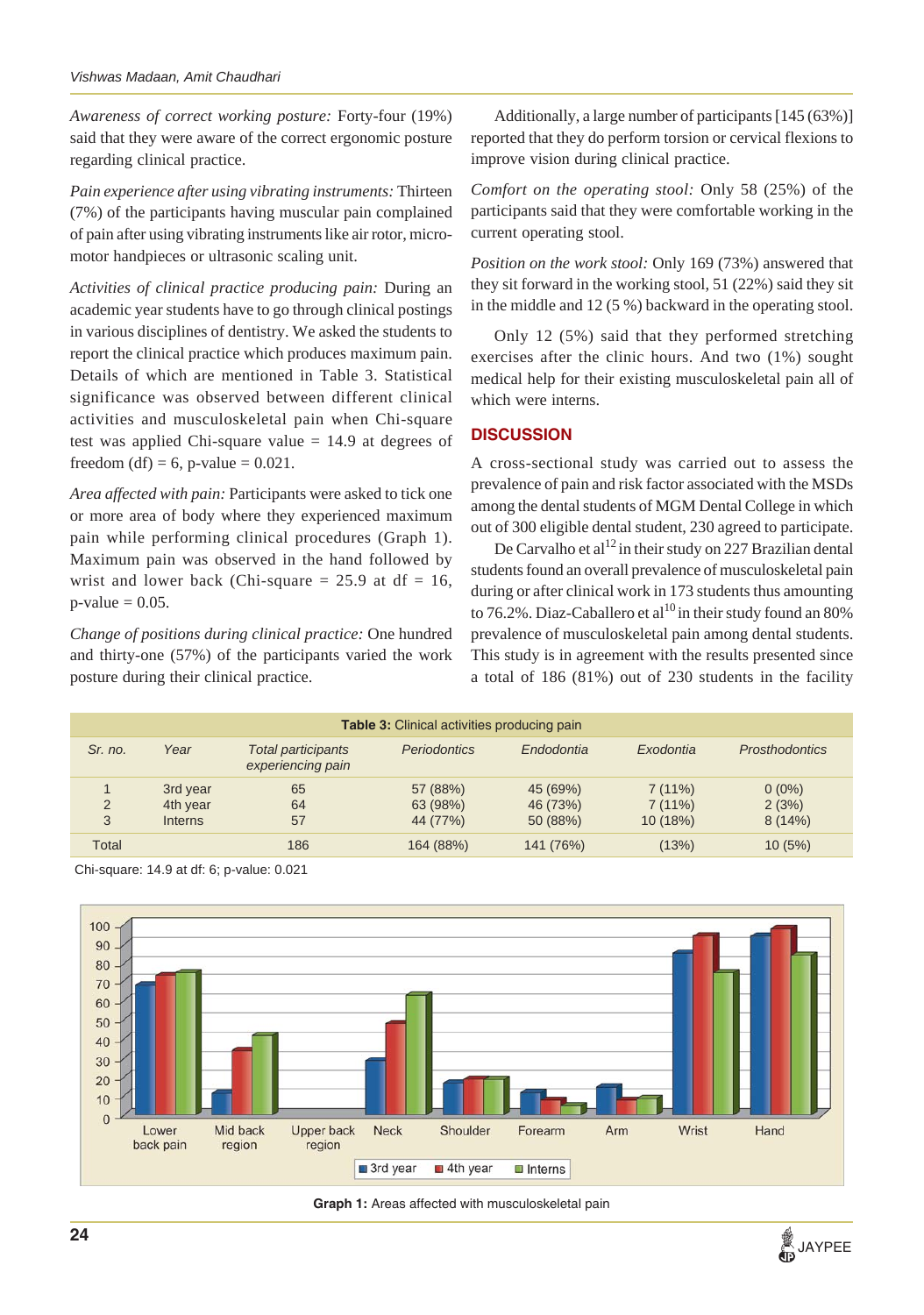*Awareness of correct working posture:* Forty-four (19%) said that they were aware of the correct ergonomic posture regarding clinical practice.

*Pain experience after using vibrating instruments:* Thirteen (7%) of the participants having muscular pain complained of pain after using vibrating instruments like air rotor, micromotor handpieces or ultrasonic scaling unit.

*Activities of clinical practice producing pain:* During an academic year students have to go through clinical postings in various disciplines of dentistry. We asked the students to report the clinical practice which produces maximum pain. Details of which are mentioned in Table 3. Statistical significance was observed between different clinical activities and musculoskeletal pain when Chi-square test was applied Chi-square value = 14.9 at degrees of freedom (df) = 6, p-value = 0.021.

*Area affected with pain:* Participants were asked to tick one or more area of body where they experienced maximum pain while performing clinical procedures (Graph 1). Maximum pain was observed in the hand followed by wrist and lower back (Chi-square = 25.9 at df = 16, p-value = 0.05.

*Change of positions during clinical practice:* One hundred and thirty-one (57%) of the participants varied the work posture during their clinical practice.

Additionally, a large number of participants [145 (63%)] reported that they do perform torsion or cervical flexions to improve vision during clinical practice.

*Comfort on the operating stool:* Only 58 (25%) of the participants said that they were comfortable working in the current operating stool.

*Position on the work stool:* Only 169 (73%) answered that they sit forward in the working stool, 51 (22%) said they sit in the middle and 12 (5 %) backward in the operating stool.

Only 12 (5%) said that they performed stretching exercises after the clinic hours. And two (1%) sought medical help for their existing musculoskeletal pain all of which were interns.

## DISCUSSION

A cross-sectional study was carried out to assess the prevalence of pain and risk factor associated with the MSDs among the dental students of MGM Dental College in which out of 300 eligible dental student, 230 agreed to participate.

De Carvalho et al[12] in their study on 227 Brazilian dental students found an overall prevalence of musculoskeletal pain during or after clinical work in 173 students thus amounting to 76.2%. Diaz-Caballero et al[10] in their study found an 80% prevalence of musculoskeletal pain among dental students. This study is in agreement with the results presented since a total of 186 (81%) out of 230 students in the facility

**Table 3:** Clinical activities producing pain

| Sr. no. | Year | Total participants experiencing pain | Periodontics | Endodontia | Exodontia | Prosthodontics |
|---|---|---|---|---|---|---|
| 1 | 3rd year | 65 | 57 (88%) | 45 (69%) | 7 (11%) | 0 (0%) |
| 2 | 4th year | 64 | 63 (98%) | 46 (73%) | 7 (11%) | 2 (3%) |
| 3 | Interns | 57 | 44 (77%) | 50 (88%) | 10 (18%) | 8 (14%) |
| Total | | 186 | 164 (88%) | 141 (76%) | (13%) | 10 (5%) |

Chi-square: 14.9 at df: 6; p-value: 0.021

**Graph 1:** Areas affected with musculoskeletal pain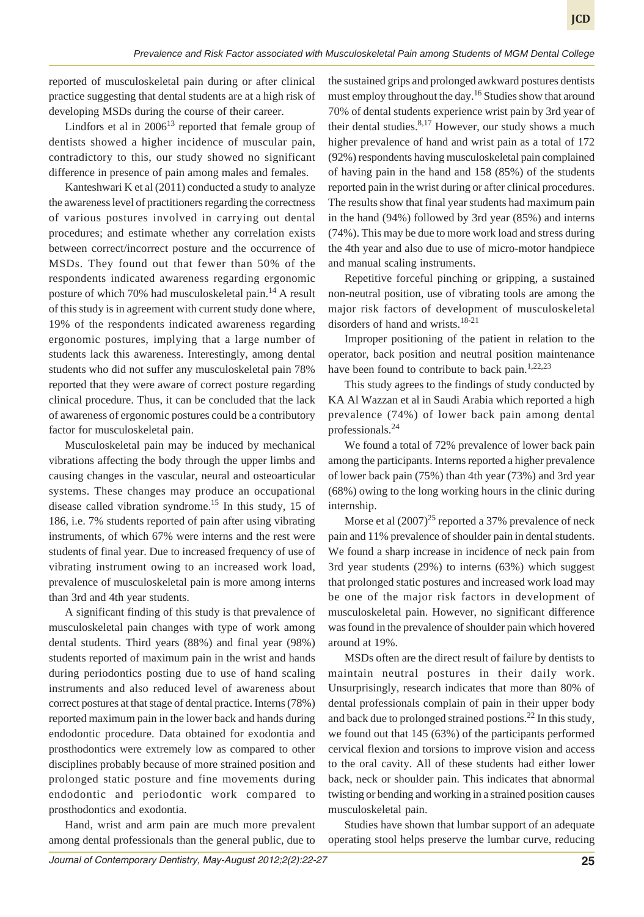reported of musculoskeletal pain during or after clinical practice suggesting that dental students are at a high risk of developing MSDs during the course of their career.

Lindfors et al in 2006[13] reported that female group of dentists showed a higher incidence of muscular pain, contradictory to this, our study showed no significant difference in presence of pain among males and females.

Kanteshwari K et al (2011) conducted a study to analyze the awareness level of practitioners regarding the correctness of various postures involved in carrying out dental procedures; and estimate whether any correlation exists between correct/incorrect posture and the occurrence of MSDs. They found out that fewer than 50% of the respondents indicated awareness regarding ergonomic posture of which 70% had musculoskeletal pain.[14] A result of this study is in agreement with current study done where, 19% of the respondents indicated awareness regarding ergonomic postures, implying that a large number of students lack this awareness. Interestingly, among dental students who did not suffer any musculoskeletal pain 78% reported that they were aware of correct posture regarding clinical procedure. Thus, it can be concluded that the lack of awareness of ergonomic postures could be a contributory factor for musculoskeletal pain.

Musculoskeletal pain may be induced by mechanical vibrations affecting the body through the upper limbs and causing changes in the vascular, neural and osteoarticular systems. These changes may produce an occupational disease called vibration syndrome.[15] In this study, 15 of 186, i.e. 7% students reported of pain after using vibrating instruments, of which 67% were interns and the rest were students of final year. Due to increased frequency of use of vibrating instrument owing to an increased work load, prevalence of musculoskeletal pain is more among interns than 3rd and 4th year students.

A significant finding of this study is that prevalence of musculoskeletal pain changes with type of work among dental students. Third years (88%) and final year (98%) students reported of maximum pain in the wrist and hands during periodontics posting due to use of hand scaling instruments and also reduced level of awareness about correct postures at that stage of dental practice. Interns (78%) reported maximum pain in the lower back and hands during endodontic procedure. Data obtained for exodontia and prosthodontics were extremely low as compared to other disciplines probably because of more strained position and prolonged static posture and fine movements during endodontic and periodontic work compared to prosthodontics and exodontia.

Hand, wrist and arm pain are much more prevalent among dental professionals than the general public, due to the sustained grips and prolonged awkward postures dentists must employ throughout the day.[16] Studies show that around 70% of dental students experience wrist pain by 3rd year of their dental studies.[8,17] However, our study shows a much higher prevalence of hand and wrist pain as a total of 172 (92%) respondents having musculoskeletal pain complained of having pain in the hand and 158 (85%) of the students reported pain in the wrist during or after clinical procedures. The results show that final year students had maximum pain in the hand (94%) followed by 3rd year (85%) and interns (74%). This may be due to more work load and stress during the 4th year and also due to use of micro-motor handpiece and manual scaling instruments.

Repetitive forceful pinching or gripping, a sustained non-neutral position, use of vibrating tools are among the major risk factors of development of musculoskeletal disorders of hand and wrists.[18-21]

Improper positioning of the patient in relation to the operator, back position and neutral position maintenance have been found to contribute to back pain.[1,22,23]

This study agrees to the findings of study conducted by KA Al Wazzan et al in Saudi Arabia which reported a high prevalence (74%) of lower back pain among dental professionals.[24]

We found a total of 72% prevalence of lower back pain among the participants. Interns reported a higher prevalence of lower back pain (75%) than 4th year (73%) and 3rd year (68%) owing to the long working hours in the clinic during internship.

Morse et al (2007)[25] reported a 37% prevalence of neck pain and 11% prevalence of shoulder pain in dental students. We found a sharp increase in incidence of neck pain from 3rd year students (29%) to interns (63%) which suggest that prolonged static postures and increased work load may be one of the major risk factors in development of musculoskeletal pain. However, no significant difference was found in the prevalence of shoulder pain which hovered around at 19%.

MSDs often are the direct result of failure by dentists to maintain neutral postures in their daily work. Unsurprisingly, research indicates that more than 80% of dental professionals complain of pain in their upper body and back due to prolonged strained postions.[22] In this study, we found out that 145 (63%) of the participants performed cervical flexion and torsions to improve vision and access to the oral cavity. All of these students had either lower back, neck or shoulder pain. This indicates that abnormal twisting or bending and working in a strained position causes musculoskeletal pain.

Studies have shown that lumbar support of an adequate operating stool helps preserve the lumbar curve, reducing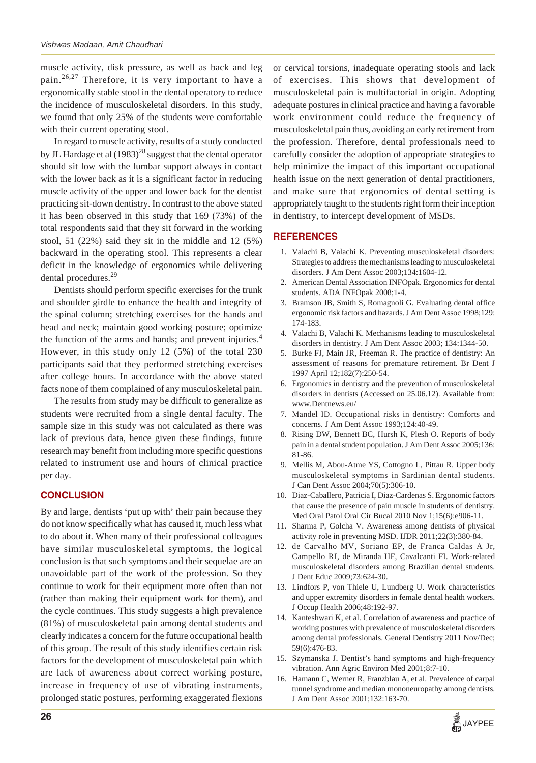muscle activity, disk pressure, as well as back and leg pain.[26,27] Therefore, it is very important to have a ergonomically stable stool in the dental operatory to reduce the incidence of musculoskeletal disorders. In this study, we found that only 25% of the students were comfortable with their current operating stool.

In regard to muscle activity, results of a study conducted by JL Hardage et al (1983)[28] suggest that the dental operator should sit low with the lumbar support always in contact with the lower back as it is a significant factor in reducing muscle activity of the upper and lower back for the dentist practicing sit-down dentistry. In contrast to the above stated it has been observed in this study that 169 (73%) of the total respondents said that they sit forward in the working stool, 51 (22%) said they sit in the middle and 12 (5%) backward in the operating stool. This represents a clear deficit in the knowledge of ergonomics while delivering dental procedures.[29]

Dentists should perform specific exercises for the trunk and shoulder girdle to enhance the health and integrity of the spinal column; stretching exercises for the hands and head and neck; maintain good working posture; optimize the function of the arms and hands; and prevent injuries.[4] However, in this study only 12 (5%) of the total 230 participants said that they performed stretching exercises after college hours. In accordance with the above stated facts none of them complained of any musculoskeletal pain.

The results from study may be difficult to generalize as students were recruited from a single dental faculty. The sample size in this study was not calculated as there was lack of previous data, hence given these findings, future research may benefit from including more specific questions related to instrument use and hours of clinical practice per day.

## CONCLUSION

By and large, dentists 'put up with' their pain because they do not know specifically what has caused it, much less what to do about it. When many of their professional colleagues have similar musculoskeletal symptoms, the logical conclusion is that such symptoms and their sequelae are an unavoidable part of the work of the profession. So they continue to work for their equipment more often than not (rather than making their equipment work for them), and the cycle continues. This study suggests a high prevalence (81%) of musculoskeletal pain among dental students and clearly indicates a concern for the future occupational health of this group. The result of this study identifies certain risk factors for the development of musculoskeletal pain which are lack of awareness about correct working posture, increase in frequency of use of vibrating instruments, prolonged static postures, performing exaggerated flexions or cervical torsions, inadequate operating stools and lack of exercises. This shows that development of musculoskeletal pain is multifactorial in origin. Adopting adequate postures in clinical practice and having a favorable work environment could reduce the frequency of musculoskeletal pain thus, avoiding an early retirement from the profession. Therefore, dental professionals need to carefully consider the adoption of appropriate strategies to help minimize the impact of this important occupational health issue on the next generation of dental practitioners, and make sure that ergonomics of dental setting is appropriately taught to the students right form their inception in dentistry, to intercept development of MSDs.

## REFERENCES

1. Valachi B, Valachi K. Preventing musculoskeletal disorders: Strategies to address the mechanisms leading to musculoskeletal disorders. J Am Dent Assoc 2003;134:1604-12.
2. American Dental Association INFOpak. Ergonomics for dental students. ADA INFOpak 2008;1-4.
3. Bramson JB, Smith S, Romagnoli G. Evaluating dental office ergonomic risk factors and hazards. J Am Dent Assoc 1998;129: 174-183.
4. Valachi B, Valachi K. Mechanisms leading to musculoskeletal disorders in dentistry. J Am Dent Assoc 2003; 134:1344-50.
5. Burke FJ, Main JR, Freeman R. The practice of dentistry: An assessment of reasons for premature retirement. Br Dent J 1997 April 12;182(7):250-54.
6. Ergonomics in dentistry and the prevention of musculoskeletal disorders in dentists (Accessed on 25.06.12). Available from: www.Dentnews.eu/
7. Mandel ID. Occupational risks in dentistry: Comforts and concerns. J Am Dent Assoc 1993;124:40-49.
8. Rising DW, Bennett BC, Hursh K, Plesh O. Reports of body pain in a dental student population. J Am Dent Assoc 2005;136: 81-86.
9. Mellis M, Abou-Atme YS, Cottogno L, Pittau R. Upper body musculoskeletal symptoms in Sardinian dental students. J Can Dent Assoc 2004;70(5):306-10.
10. Diaz-Caballero, Patricia I, Diaz-Cardenas S. Ergonomic factors that cause the presence of pain muscle in students of dentistry. Med Oral Patol Oral Cir Bucal 2010 Nov 1;15(6):e906-11.
11. Sharma P, Golcha V. Awareness among dentists of physical activity role in preventing MSD. IJDR 2011;22(3):380-84.
12. de Carvalho MV, Soriano EP, de Franca Caldas A Jr, Campello RI, de Miranda HF, Cavalcanti FI. Work-related musculoskeletal disorders among Brazilian dental students. J Dent Educ 2009;73:624-30.
13. Lindfors P, von Thiele U, Lundberg U. Work characteristics and upper extremity disorders in female dental health workers. J Occup Health 2006;48:192-97.
14. Kanteshwari K, et al. Correlation of awareness and practice of working postures with prevalence of musculoskeletal disorders among dental professionals. General Dentistry 2011 Nov/Dec; 59(6):476-83.
15. Szymanska J. Dentist's hand symptoms and high-frequency vibration. Ann Agric Environ Med 2001;8:7-10.
16. Hamann C, Werner R, Franzblau A, et al. Prevalence of carpal tunnel syndrome and median mononeuropathy among dentists. J Am Dent Assoc 2001;132:163-70.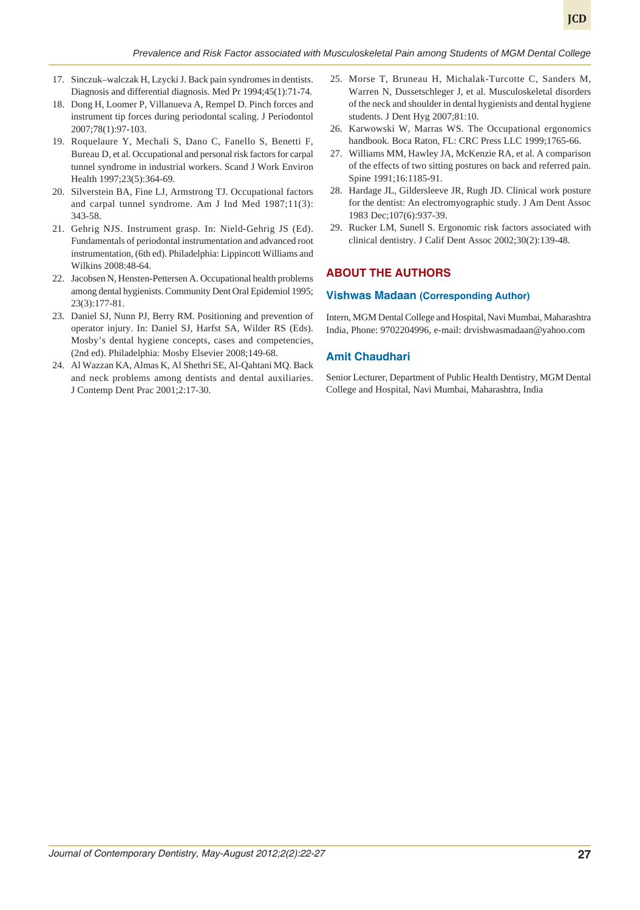17. Sinczuk–walczak H, Lzycki J. Back pain syndromes in dentists. Diagnosis and differential diagnosis. Med Pr 1994;45(1):71-74.
18. Dong H, Loomer P, Villanueva A, Rempel D. Pinch forces and instrument tip forces during periodontal scaling. J Periodontol 2007;78(1):97-103.
19. Roquelaure Y, Mechali S, Dano C, Fanello S, Benetti F, Bureau D, et al. Occupational and personal risk factors for carpal tunnel syndrome in industrial workers. Scand J Work Environ Health 1997;23(5):364-69.
20. Silverstein BA, Fine LJ, Armstrong TJ. Occupational factors and carpal tunnel syndrome. Am J Ind Med 1987;11(3): 343-58.
21. Gehrig NJS. Instrument grasp. In: Nield-Gehrig JS (Ed). Fundamentals of periodontal instrumentation and advanced root instrumentation, (6th ed). Philadelphia: Lippincott Williams and Wilkins 2008:48-64.
22. Jacobsen N, Hensten-Pettersen A. Occupational health problems among dental hygienists. Community Dent Oral Epidemiol 1995; 23(3):177-81.
23. Daniel SJ, Nunn PJ, Berry RM. Positioning and prevention of operator injury. In: Daniel SJ, Harfst SA, Wilder RS (Eds). Mosby's dental hygiene concepts, cases and competencies, (2nd ed). Philadelphia: Mosby Elsevier 2008;149-68.
24. Al Wazzan KA, Almas K, Al Shethri SE, Al-Qahtani MQ. Back and neck problems among dentists and dental auxiliaries. J Contemp Dent Prac 2001;2:17-30.
25. Morse T, Bruneau H, Michalak-Turcotte C, Sanders M, Warren N, Dussetschleger J, et al. Musculoskeletal disorders of the neck and shoulder in dental hygienists and dental hygiene students. J Dent Hyg 2007;81:10.
26. Karwowski W, Marras WS. The Occupational ergonomics handbook. Boca Raton, FL: CRC Press LLC 1999;1765-66.
27. Williams MM, Hawley JA, McKenzie RA, et al. A comparison of the effects of two sitting postures on back and referred pain. Spine 1991;16:1185-91.
28. Hardage JL, Gildersleeve JR, Rugh JD. Clinical work posture for the dentist: An electromyographic study. J Am Dent Assoc 1983 Dec;107(6):937-39.
29. Rucker LM, Sunell S. Ergonomic risk factors associated with clinical dentistry. J Calif Dent Assoc 2002;30(2):139-48.

## ABOUT THE AUTHORS

### Vishwas Madaan (Corresponding Author)

Intern, MGM Dental College and Hospital, Navi Mumbai, Maharashtra India, Phone: 9702204996, e-mail: drvishwasmadaan@yahoo.com

### Amit Chaudhari

Senior Lecturer, Department of Public Health Dentistry, MGM Dental College and Hospital, Navi Mumbai, Maharashtra, India